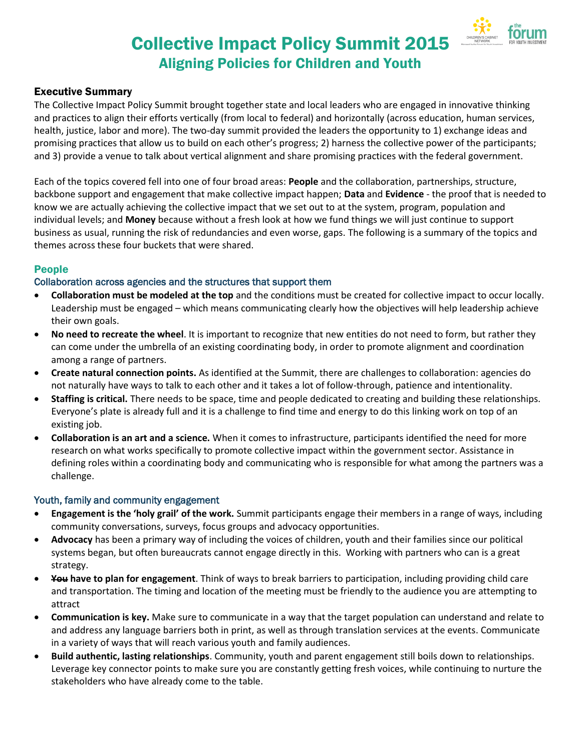# Collective Impact Policy Summit 2015

## Aligning Policies for Children and Youth

### Executive Summary

The Collective Impact Policy Summit brought together state and local leaders who are engaged in innovative thinking and practices to align their efforts vertically (from local to federal) and horizontally (across education, human services, health, justice, labor and more). The two-day summit provided the leaders the opportunity to 1) exchange ideas and promising practices that allow us to build on each other's progress; 2) harness the collective power of the participants; and 3) provide a venue to talk about vertical alignment and share promising practices with the federal government.

Each of the topics covered fell into one of four broad areas: **People** and the collaboration, partnerships, structure, backbone support and engagement that make collective impact happen; **Data** and **Evidence** - the proof that is needed to know we are actually achieving the collective impact that we set out to at the system, program, population and individual levels; and **Money** because without a fresh look at how we fund things we will just continue to support business as usual, running the risk of redundancies and even worse, gaps. The following is a summary of the topics and themes across these four buckets that were shared.

### People

#### Collaboration across agencies and the structures that support them

- **Collaboration must be modeled at the top** and the conditions must be created for collective impact to occur locally. Leadership must be engaged – which means communicating clearly how the objectives will help leadership achieve their own goals.
- **No need to recreate the wheel**. It is important to recognize that new entities do not need to form, but rather they can come under the umbrella of an existing coordinating body, in order to promote alignment and coordination among a range of partners.
- **Create natural connection points.** As identified at the Summit, there are challenges to collaboration: agencies do not naturally have ways to talk to each other and it takes a lot of follow-through, patience and intentionality.
- **Staffing is critical.** There needs to be space, time and people dedicated to creating and building these relationships. Everyone's plate is already full and it is a challenge to find time and energy to do this linking work on top of an existing job.
- **Collaboration is an art and a science.** When it comes to infrastructure, participants identified the need for more research on what works specifically to promote collective impact within the government sector. Assistance in defining roles within a coordinating body and communicating who is responsible for what among the partners was a challenge.

#### Youth, family and community engagement

- **Engagement is the 'holy grail' of the work.** Summit participants engage their members in a range of ways, including community conversations, surveys, focus groups and advocacy opportunities.
- **Advocacy** has been a primary way of including the voices of children, youth and their families since our political systems began, but often bureaucrats cannot engage directly in this. Working with partners who can is a great strategy.
- **~~You~~ have to plan for engagement**. Think of ways to break barriers to participation, including providing child care and transportation. The timing and location of the meeting must be friendly to the audience you are attempting to attract
- **Communication is key.** Make sure to communicate in a way that the target population can understand and relate to and address any language barriers both in print, as well as through translation services at the events. Communicate in a variety of ways that will reach various youth and family audiences.
- **Build authentic, lasting relationships**. Community, youth and parent engagement still boils down to relationships. Leverage key connector points to make sure you are constantly getting fresh voices, while continuing to nurture the stakeholders who have already come to the table.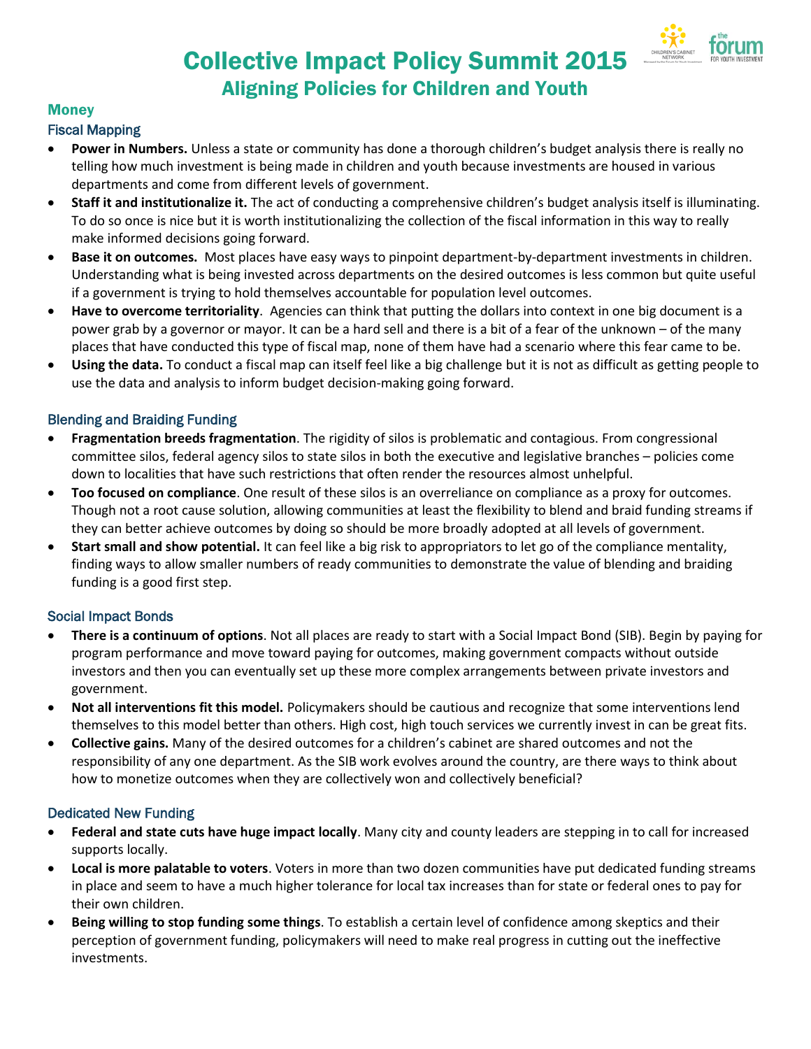# Collective Impact Policy Summit 2015

## Aligning Policies for Children and Youth

### Money

#### Fiscal Mapping

- **Power in Numbers.** Unless a state or community has done a thorough children's budget analysis there is really no telling how much investment is being made in children and youth because investments are housed in various departments and come from different levels of government.
- **Staff it and institutionalize it.** The act of conducting a comprehensive children's budget analysis itself is illuminating. To do so once is nice but it is worth institutionalizing the collection of the fiscal information in this way to really make informed decisions going forward.
- **Base it on outcomes.** Most places have easy ways to pinpoint department-by-department investments in children. Understanding what is being invested across departments on the desired outcomes is less common but quite useful if a government is trying to hold themselves accountable for population level outcomes.
- **Have to overcome territoriality**. Agencies can think that putting the dollars into context in one big document is a power grab by a governor or mayor. It can be a hard sell and there is a bit of a fear of the unknown – of the many places that have conducted this type of fiscal map, none of them have had a scenario where this fear came to be.
- **Using the data.** To conduct a fiscal map can itself feel like a big challenge but it is not as difficult as getting people to use the data and analysis to inform budget decision-making going forward.

#### Blending and Braiding Funding

- **Fragmentation breeds fragmentation**. The rigidity of silos is problematic and contagious. From congressional committee silos, federal agency silos to state silos in both the executive and legislative branches – policies come down to localities that have such restrictions that often render the resources almost unhelpful.
- **Too focused on compliance**. One result of these silos is an overreliance on compliance as a proxy for outcomes. Though not a root cause solution, allowing communities at least the flexibility to blend and braid funding streams if they can better achieve outcomes by doing so should be more broadly adopted at all levels of government.
- **Start small and show potential.** It can feel like a big risk to appropriators to let go of the compliance mentality, finding ways to allow smaller numbers of ready communities to demonstrate the value of blending and braiding funding is a good first step.

#### Social Impact Bonds

- **There is a continuum of options**. Not all places are ready to start with a Social Impact Bond (SIB). Begin by paying for program performance and move toward paying for outcomes, making government compacts without outside investors and then you can eventually set up these more complex arrangements between private investors and government.
- **Not all interventions fit this model.** Policymakers should be cautious and recognize that some interventions lend themselves to this model better than others. High cost, high touch services we currently invest in can be great fits.
- **Collective gains.** Many of the desired outcomes for a children's cabinet are shared outcomes and not the responsibility of any one department. As the SIB work evolves around the country, are there ways to think about how to monetize outcomes when they are collectively won and collectively beneficial?

#### Dedicated New Funding

- **Federal and state cuts have huge impact locally**. Many city and county leaders are stepping in to call for increased supports locally.
- **Local is more palatable to voters**. Voters in more than two dozen communities have put dedicated funding streams in place and seem to have a much higher tolerance for local tax increases than for state or federal ones to pay for their own children.
- **Being willing to stop funding some things**. To establish a certain level of confidence among skeptics and their perception of government funding, policymakers will need to make real progress in cutting out the ineffective investments.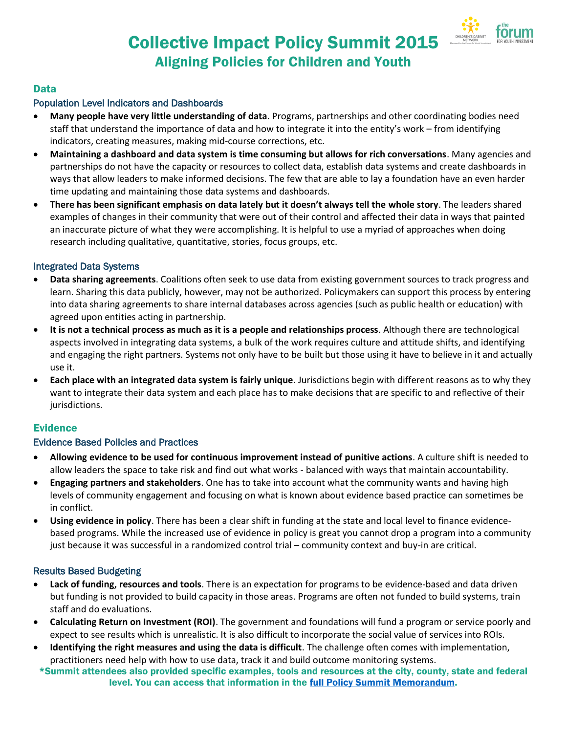# Collective Impact Policy Summit 2015

## Aligning Policies for Children and Youth

## Data

### Population Level Indicators and Dashboards

- **Many people have very little understanding of data**. Programs, partnerships and other coordinating bodies need staff that understand the importance of data and how to integrate it into the entity's work – from identifying indicators, creating measures, making mid-course corrections, etc.
- **Maintaining a dashboard and data system is time consuming but allows for rich conversations**. Many agencies and partnerships do not have the capacity or resources to collect data, establish data systems and create dashboards in ways that allow leaders to make informed decisions. The few that are able to lay a foundation have an even harder time updating and maintaining those data systems and dashboards.
- **There has been significant emphasis on data lately but it doesn't always tell the whole story**. The leaders shared examples of changes in their community that were out of their control and affected their data in ways that painted an inaccurate picture of what they were accomplishing. It is helpful to use a myriad of approaches when doing research including qualitative, quantitative, stories, focus groups, etc.

### Integrated Data Systems

- **Data sharing agreements**. Coalitions often seek to use data from existing government sources to track progress and learn. Sharing this data publicly, however, may not be authorized. Policymakers can support this process by entering into data sharing agreements to share internal databases across agencies (such as public health or education) with agreed upon entities acting in partnership.
- **It is not a technical process as much as it is a people and relationships process**. Although there are technological aspects involved in integrating data systems, a bulk of the work requires culture and attitude shifts, and identifying and engaging the right partners. Systems not only have to be built but those using it have to believe in it and actually use it.
- **Each place with an integrated data system is fairly unique**. Jurisdictions begin with different reasons as to why they want to integrate their data system and each place has to make decisions that are specific to and reflective of their jurisdictions.

## Evidence

### Evidence Based Policies and Practices

- **Allowing evidence to be used for continuous improvement instead of punitive actions**. A culture shift is needed to allow leaders the space to take risk and find out what works - balanced with ways that maintain accountability.
- **Engaging partners and stakeholders**. One has to take into account what the community wants and having high levels of community engagement and focusing on what is known about evidence based practice can sometimes be in conflict.
- **Using evidence in policy**. There has been a clear shift in funding at the state and local level to finance evidence-based programs. While the increased use of evidence in policy is great you cannot drop a program into a community just because it was successful in a randomized control trial – community context and buy-in are critical.

### Results Based Budgeting

- **Lack of funding, resources and tools**. There is an expectation for programs to be evidence-based and data driven but funding is not provided to build capacity in those areas. Programs are often not funded to build systems, train staff and do evaluations.
- **Calculating Return on Investment (ROI)**. The government and foundations will fund a program or service poorly and expect to see results which is unrealistic. It is also difficult to incorporate the social value of services into ROIs.
- **Identifying the right measures and using the data is difficult**. The challenge often comes with implementation, practitioners need help with how to use data, track it and build outcome monitoring systems.

**\*Summit attendees also provided specific examples, tools and resources at the city, county, state and federal level. You can access that information in the full Policy Summit Memorandum.**